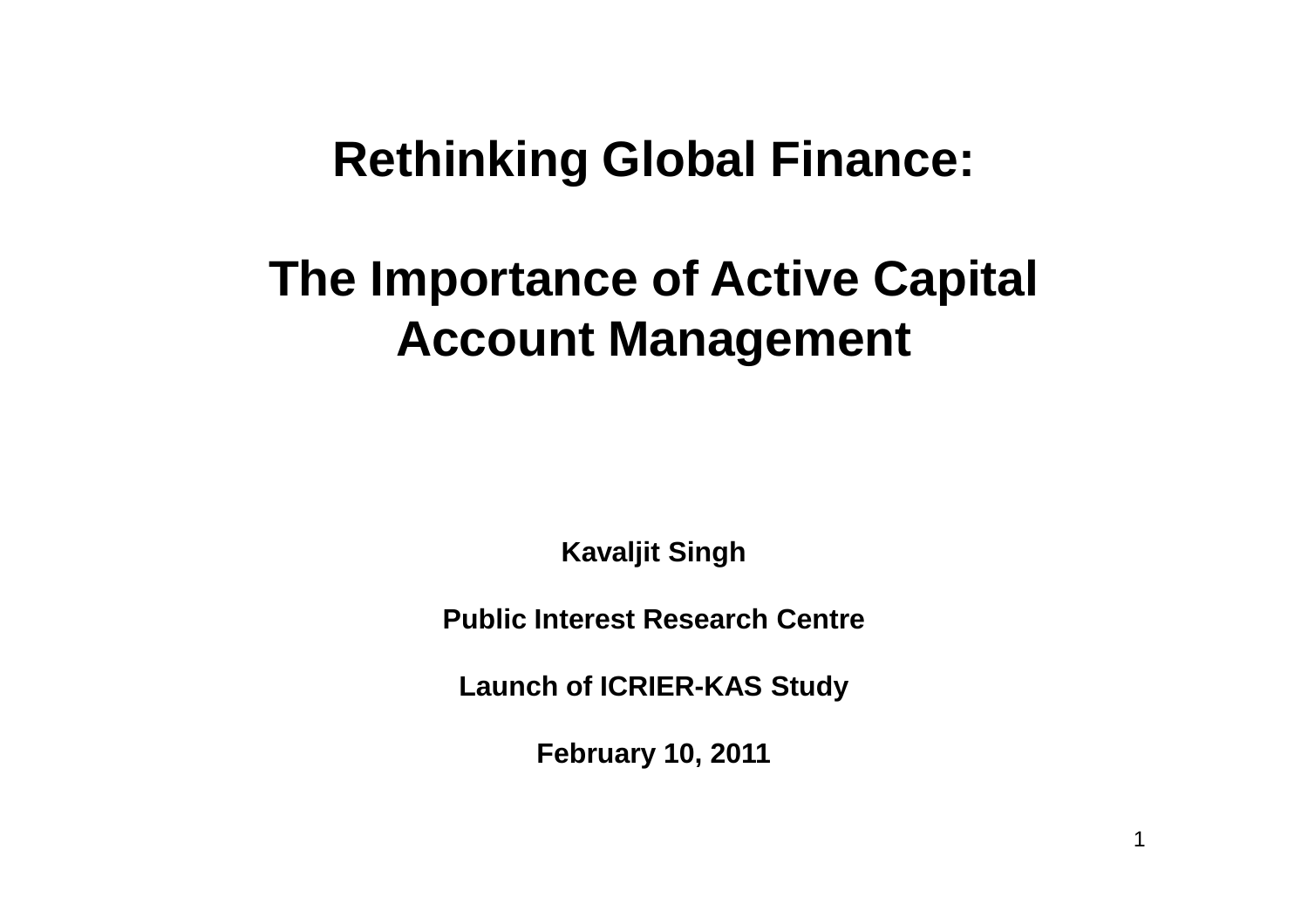# Rethinking Global Finance:

# The Importance of Active Capital Account Management

**Kavaljit Singh**

**Public Interest Research Centre**

**Launch of ICRIER-KAS Study**

**February 10, 2011**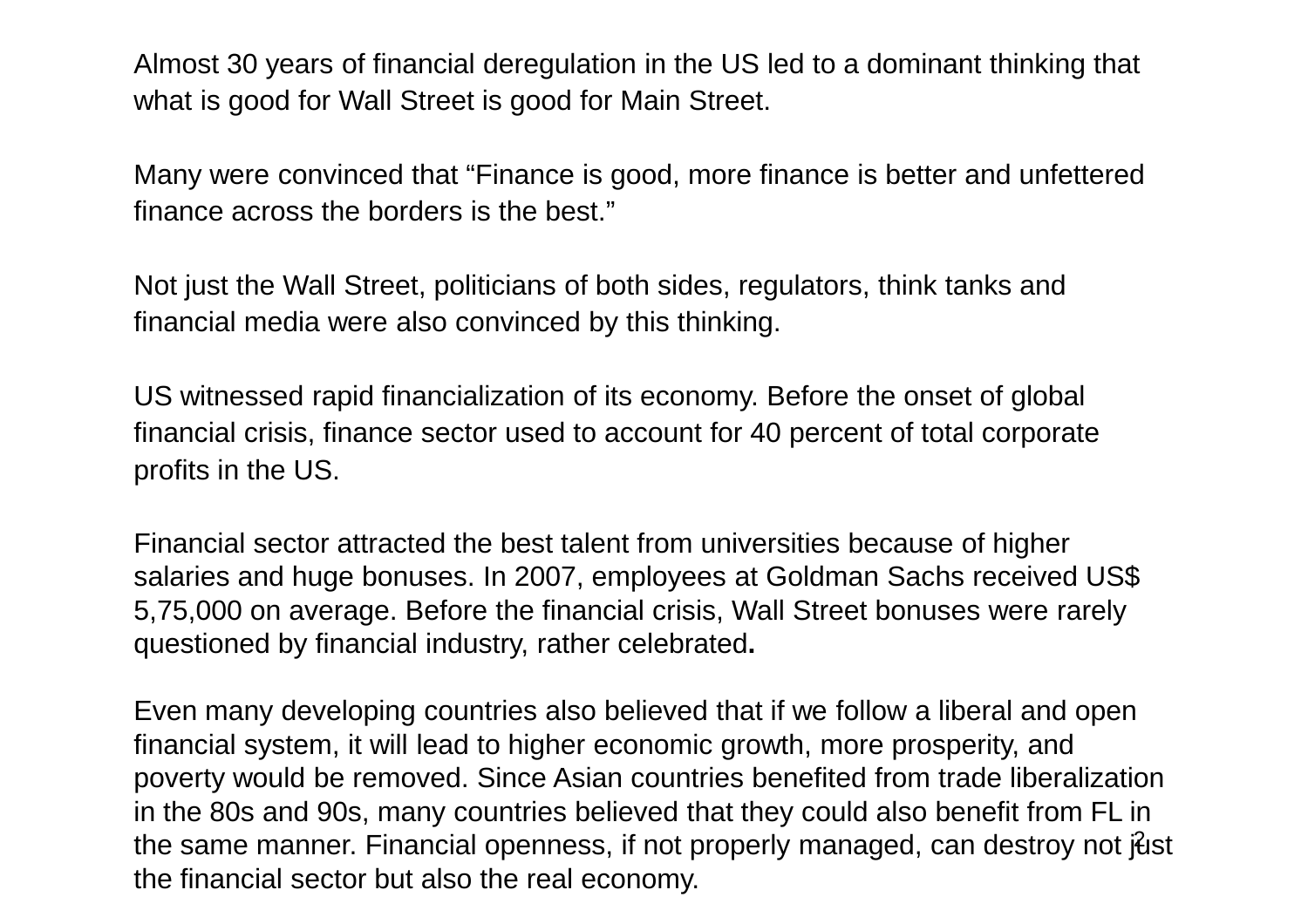Almost 30 years of financial deregulation in the US led to a dominant thinking that what is good for Wall Street is good for Main Street.

Many were convinced that "Finance is good, more finance is better and unfettered finance across the borders is the best."

Not just the Wall Street, politicians of both sides, regulators, think tanks and financial media were also convinced by this thinking.

US witnessed rapid financialization of its economy. Before the onset of global financial crisis, finance sector used to account for 40 percent of total corporate profits in the US.

Financial sector attracted the best talent from universities because of higher salaries and huge bonuses. In 2007, employees at Goldman Sachs received US$ 5,75,000 on average. Before the financial crisis, Wall Street bonuses were rarely questioned by financial industry, rather celebrated.

Even many developing countries also believed that if we follow a liberal and open financial system, it will lead to higher economic growth, more prosperity, and poverty would be removed. Since Asian countries benefited from trade liberalization in the 80s and 90s, many countries believed that they could also benefit from FL in the same manner. Financial openness, if not properly managed, can destroy not just the financial sector but also the real economy.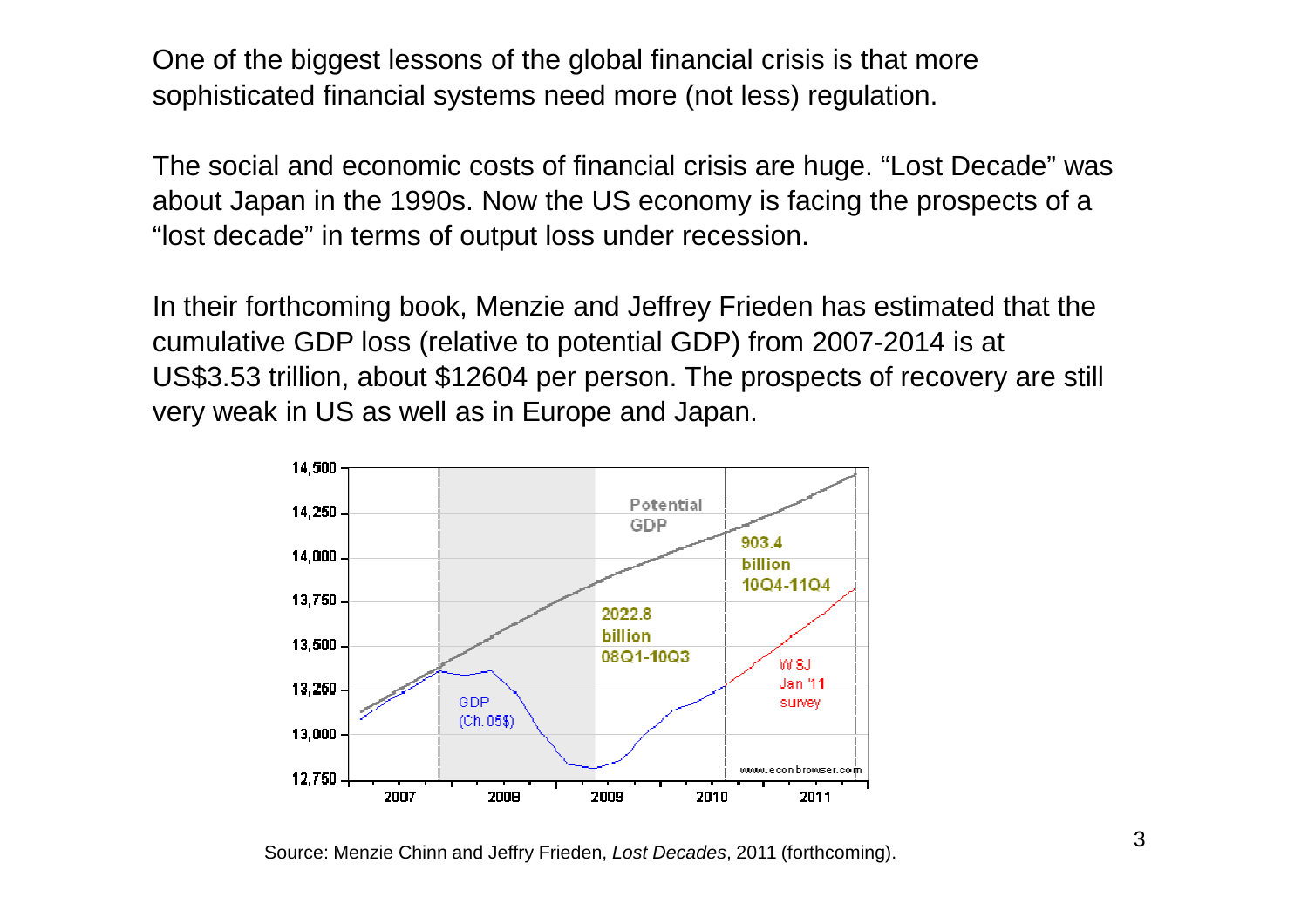One of the biggest lessons of the global financial crisis is that more sophisticated financial systems need more (not less) regulation.

The social and economic costs of financial crisis are huge. "Lost Decade" was about Japan in the 1990s. Now the US economy is facing the prospects of a "lost decade" in terms of output loss under recession.

In their forthcoming book, Menzie and Jeffrey Frieden has estimated that the cumulative GDP loss (relative to potential GDP) from 2007-2014 is at US$3.53 trillion, about $12604 per person. The prospects of recovery are still very weak in US as well as in Europe and Japan.

Source: Menzie Chinn and Jeffry Frieden, *Lost Decades*, 2011 (forthcoming).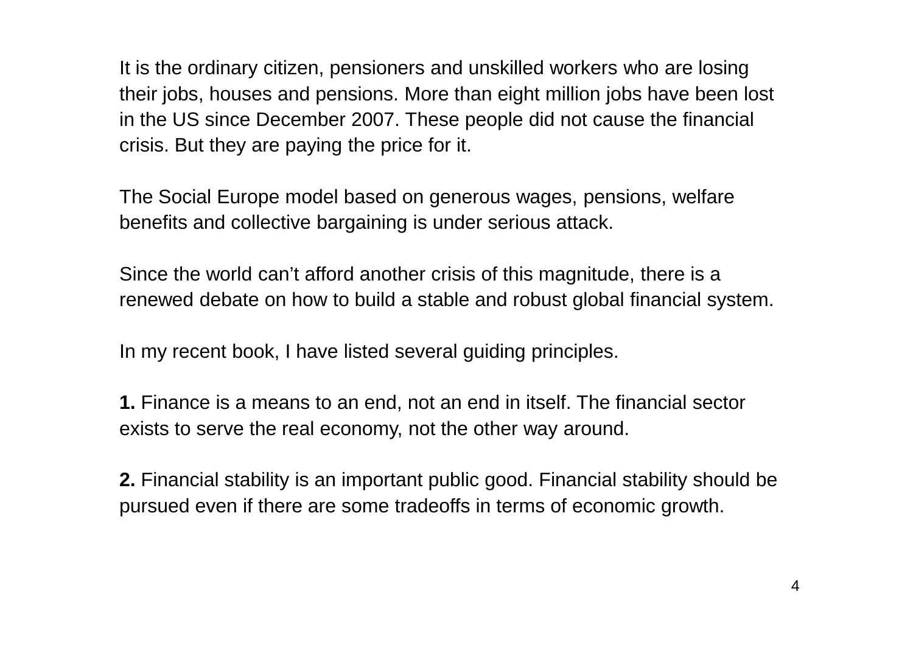It is the ordinary citizen, pensioners and unskilled workers who are losing their jobs, houses and pensions. More than eight million jobs have been lost in the US since December 2007. These people did not cause the financial crisis. But they are paying the price for it.

The Social Europe model based on generous wages, pensions, welfare benefits and collective bargaining is under serious attack.

Since the world can't afford another crisis of this magnitude, there is a renewed debate on how to build a stable and robust global financial system.

In my recent book, I have listed several guiding principles.

**1.** Finance is a means to an end, not an end in itself. The financial sector exists to serve the real economy, not the other way around.

**2.** Financial stability is an important public good. Financial stability should be pursued even if there are some tradeoffs in terms of economic growth.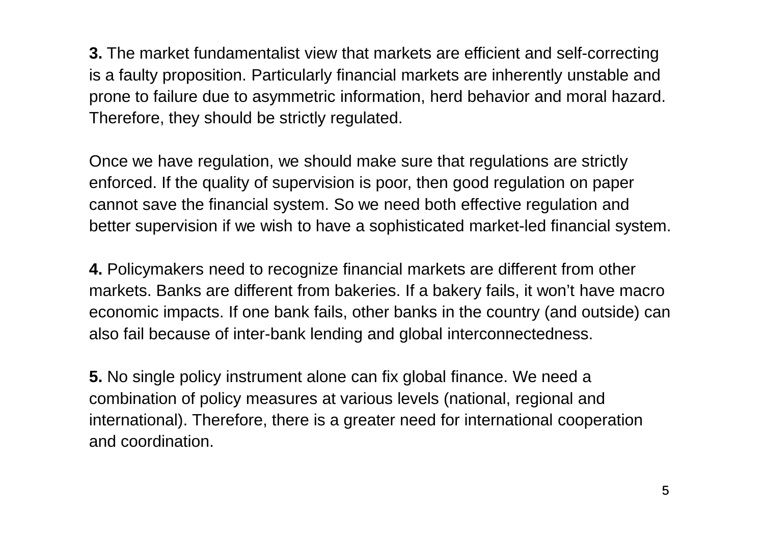**3.** The market fundamentalist view that markets are efficient and self-correcting is a faulty proposition. Particularly financial markets are inherently unstable and prone to failure due to asymmetric information, herd behavior and moral hazard. Therefore, they should be strictly regulated.

Once we have regulation, we should make sure that regulations are strictly enforced. If the quality of supervision is poor, then good regulation on paper cannot save the financial system. So we need both effective regulation and better supervision if we wish to have a sophisticated market-led financial system.

**4.** Policymakers need to recognize financial markets are different from other markets. Banks are different from bakeries. If a bakery fails, it won't have macro economic impacts. If one bank fails, other banks in the country (and outside) can also fail because of inter-bank lending and global interconnectedness.

**5.** No single policy instrument alone can fix global finance. We need a combination of policy measures at various levels (national, regional and international). Therefore, there is a greater need for international cooperation and coordination.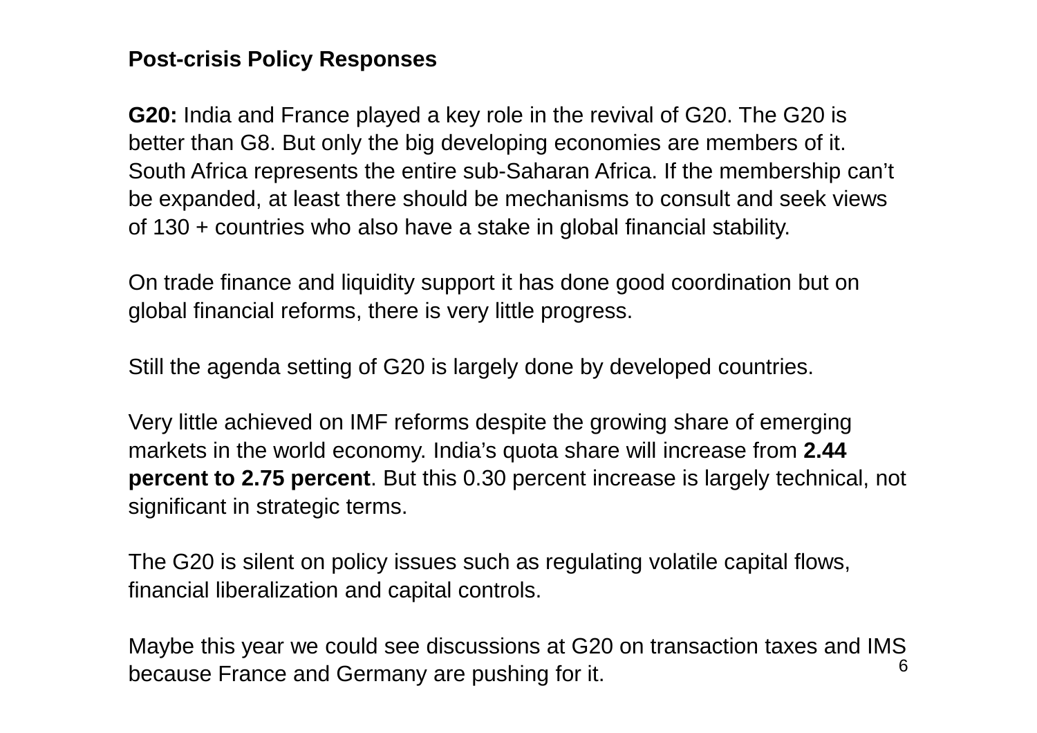**Post-crisis Policy Responses**

**G20:** India and France played a key role in the revival of G20. The G20 is better than G8. But only the big developing economies are members of it. South Africa represents the entire sub-Saharan Africa. If the membership can't be expanded, at least there should be mechanisms to consult and seek views of 130 + countries who also have a stake in global financial stability.

On trade finance and liquidity support it has done good coordination but on global financial reforms, there is very little progress.

Still the agenda setting of G20 is largely done by developed countries.

Very little achieved on IMF reforms despite the growing share of emerging markets in the world economy. India's quota share will increase from **2.44 percent to 2.75 percent**. But this 0.30 percent increase is largely technical, not significant in strategic terms.

The G20 is silent on policy issues such as regulating volatile capital flows, financial liberalization and capital controls.

Maybe this year we could see discussions at G20 on transaction taxes and IMS because France and Germany are pushing for it.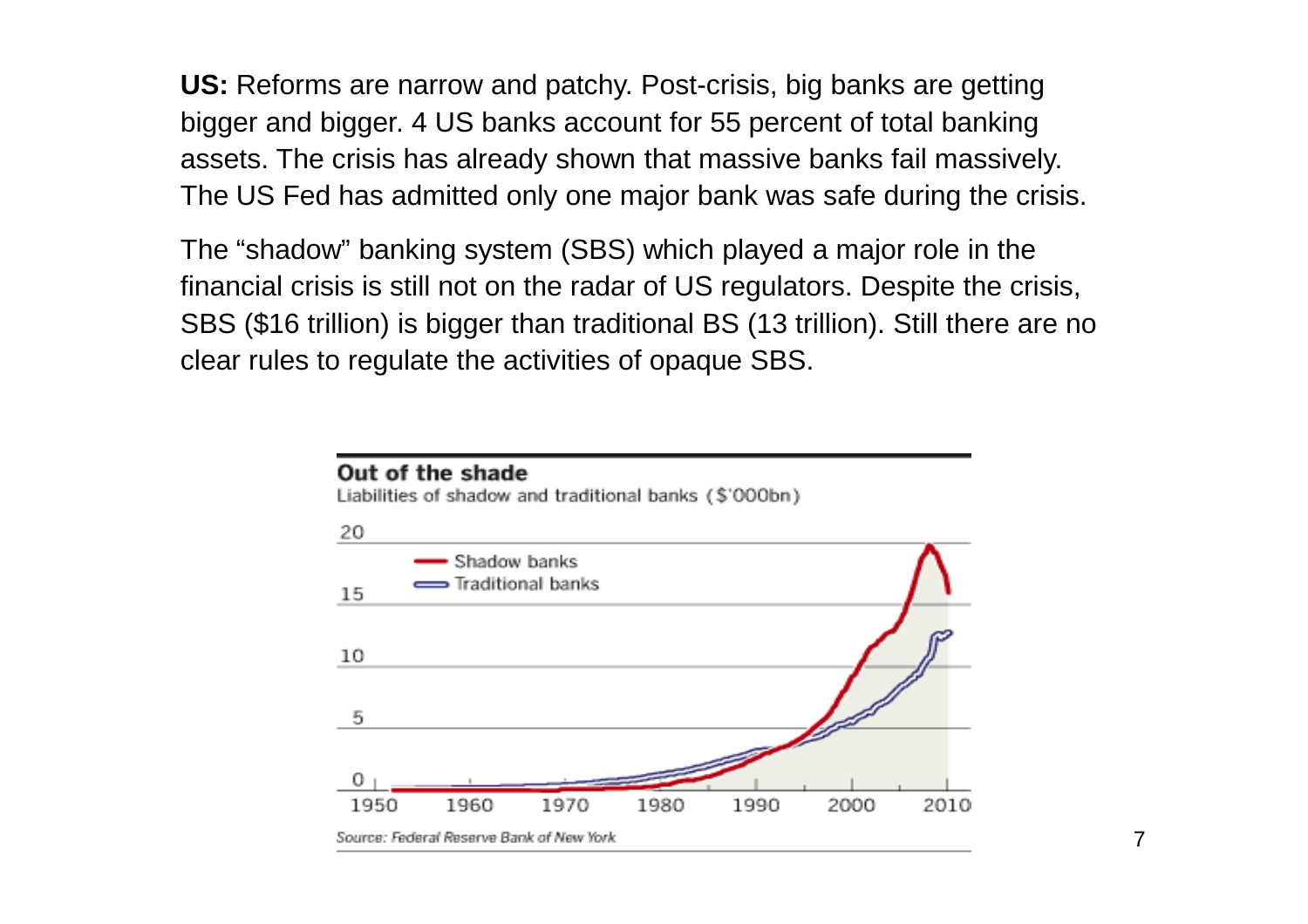**US:** Reforms are narrow and patchy. Post-crisis, big banks are getting bigger and bigger. 4 US banks account for 55 percent of total banking assets. The crisis has already shown that massive banks fail massively. The US Fed has admitted only one major bank was safe during the crisis.

The "shadow" banking system (SBS) which played a major role in the financial crisis is still not on the radar of US regulators. Despite the crisis, SBS ($16 trillion) is bigger than traditional BS (13 trillion). Still there are no clear rules to regulate the activities of opaque SBS.

**Out of the shade**

Liabilities of shadow and traditional banks ($'000bn)

Source: Federal Reserve Bank of New York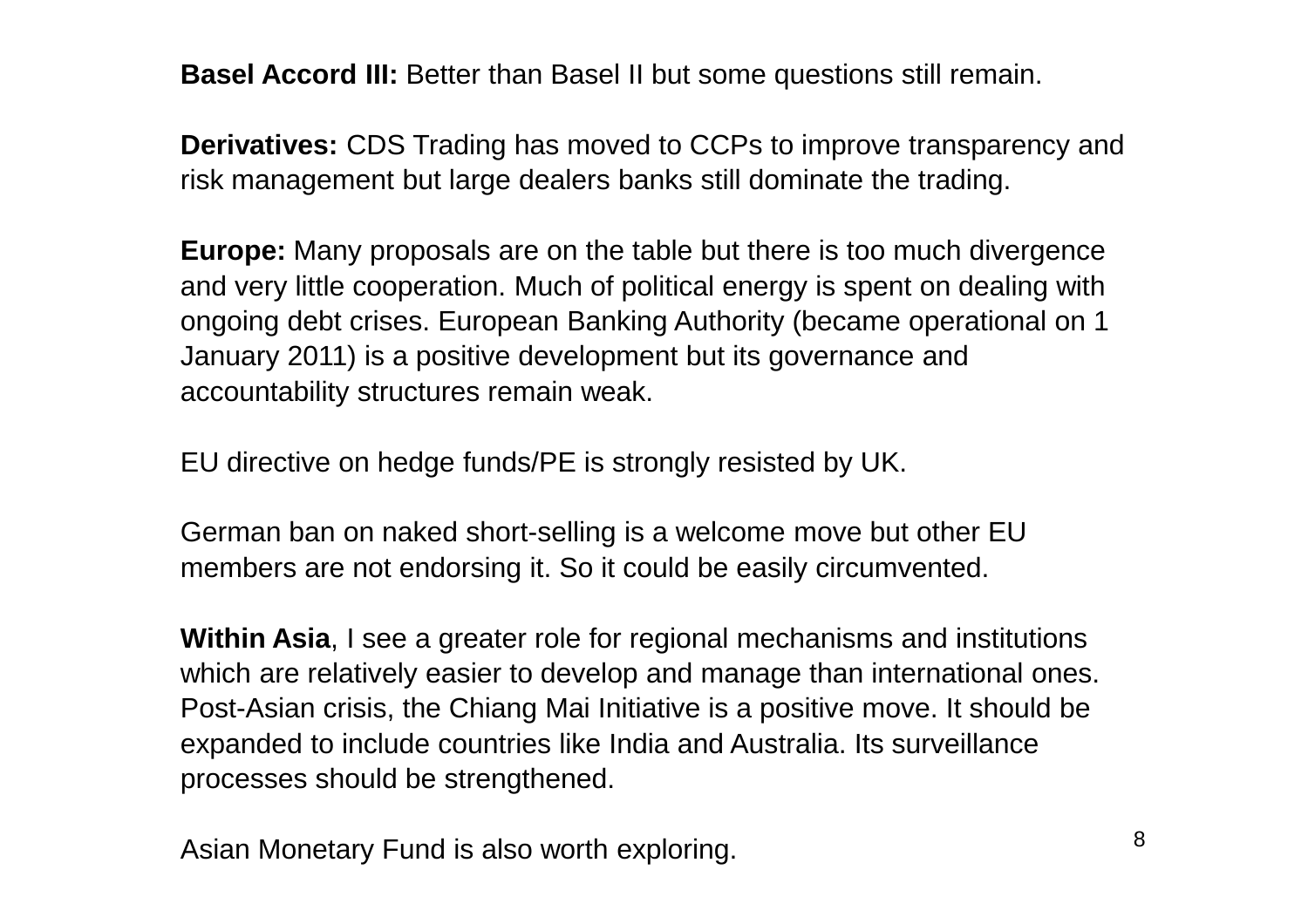**Basel Accord III:** Better than Basel II but some questions still remain.

**Derivatives:** CDS Trading has moved to CCPs to improve transparency and risk management but large dealers banks still dominate the trading.

**Europe:** Many proposals are on the table but there is too much divergence and very little cooperation. Much of political energy is spent on dealing with ongoing debt crises. European Banking Authority (became operational on 1 January 2011) is a positive development but its governance and accountability structures remain weak.

EU directive on hedge funds/PE is strongly resisted by UK.

German ban on naked short-selling is a welcome move but other EU members are not endorsing it. So it could be easily circumvented.

**Within Asia**, I see a greater role for regional mechanisms and institutions which are relatively easier to develop and manage than international ones. Post-Asian crisis, the Chiang Mai Initiative is a positive move. It should be expanded to include countries like India and Australia. Its surveillance processes should be strengthened.

Asian Monetary Fund is also worth exploring.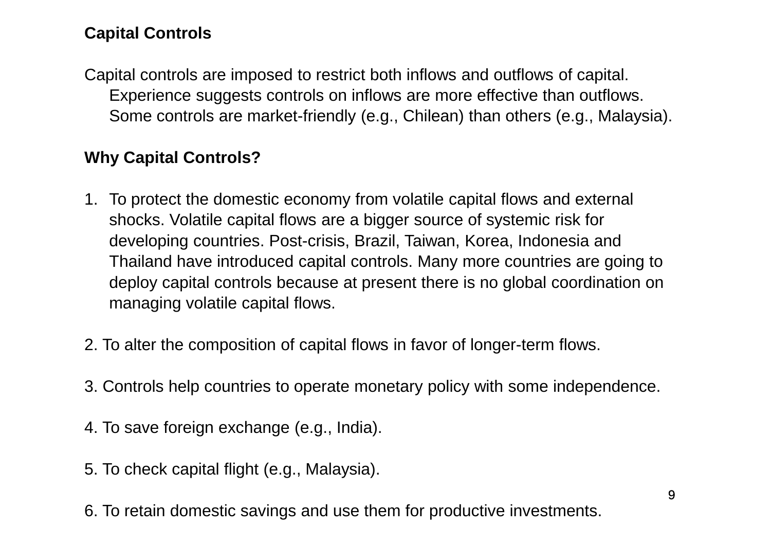**Capital Controls**

Capital controls are imposed to restrict both inflows and outflows of capital.
Experience suggests controls on inflows are more effective than outflows.
Some controls are market-friendly (e.g., Chilean) than others (e.g., Malaysia).

**Why Capital Controls?**

1. To protect the domestic economy from volatile capital flows and external shocks. Volatile capital flows are a bigger source of systemic risk for developing countries. Post-crisis, Brazil, Taiwan, Korea, Indonesia and Thailand have introduced capital controls. Many more countries are going to deploy capital controls because at present there is no global coordination on managing volatile capital flows.

2. To alter the composition of capital flows in favor of longer-term flows.

3. Controls help countries to operate monetary policy with some independence.

4. To save foreign exchange (e.g., India).

5. To check capital flight (e.g., Malaysia).

6. To retain domestic savings and use them for productive investments.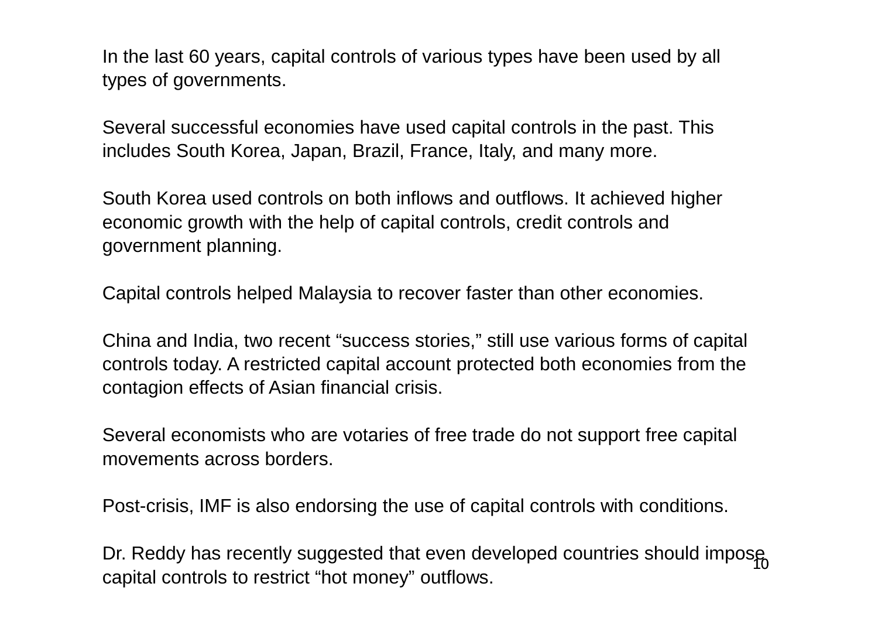In the last 60 years, capital controls of various types have been used by all types of governments.

Several successful economies have used capital controls in the past. This includes South Korea, Japan, Brazil, France, Italy, and many more.

South Korea used controls on both inflows and outflows. It achieved higher economic growth with the help of capital controls, credit controls and government planning.

Capital controls helped Malaysia to recover faster than other economies.

China and India, two recent “success stories,” still use various forms of capital controls today. A restricted capital account protected both economies from the contagion effects of Asian financial crisis.

Several economists who are votaries of free trade do not support free capital movements across borders.

Post-crisis, IMF is also endorsing the use of capital controls with conditions.

Dr. Reddy has recently suggested that even developed countries should impose capital controls to restrict “hot money” outflows.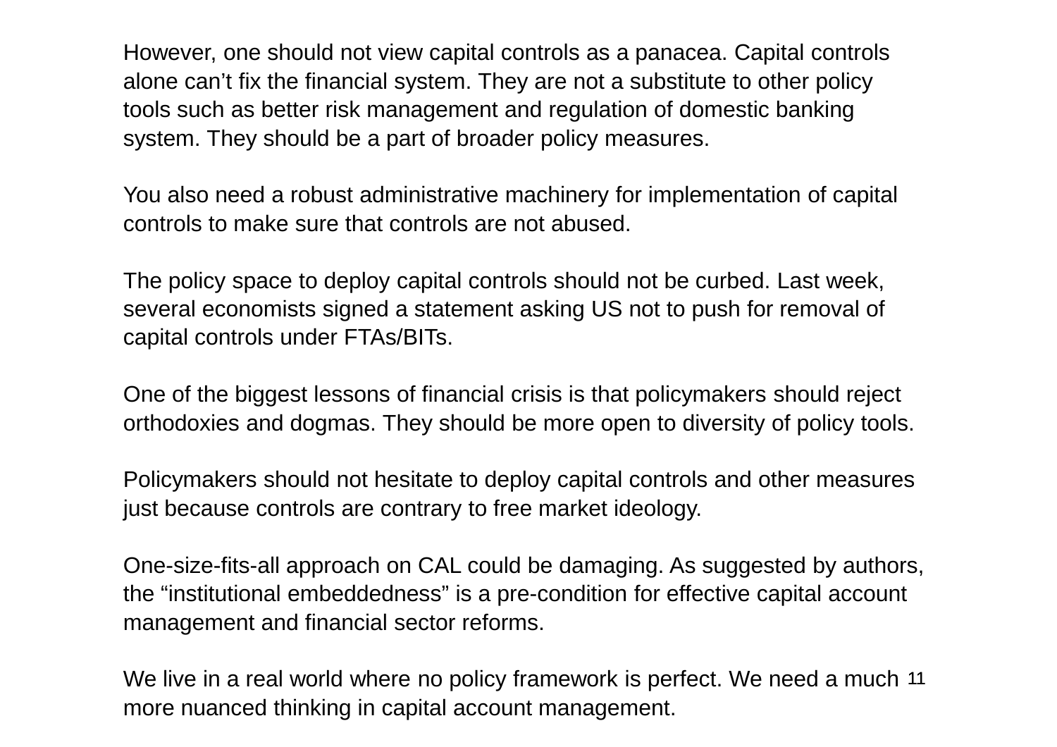However, one should not view capital controls as a panacea. Capital controls alone can't fix the financial system. They are not a substitute to other policy tools such as better risk management and regulation of domestic banking system. They should be a part of broader policy measures.

You also need a robust administrative machinery for implementation of capital controls to make sure that controls are not abused.

The policy space to deploy capital controls should not be curbed. Last week, several economists signed a statement asking US not to push for removal of capital controls under FTAs/BITs.

One of the biggest lessons of financial crisis is that policymakers should reject orthodoxies and dogmas. They should be more open to diversity of policy tools.

Policymakers should not hesitate to deploy capital controls and other measures just because controls are contrary to free market ideology.

One-size-fits-all approach on CAL could be damaging. As suggested by authors, the "institutional embeddedness" is a pre-condition for effective capital account management and financial sector reforms.

We live in a real world where no policy framework is perfect. We need a much more nuanced thinking in capital account management.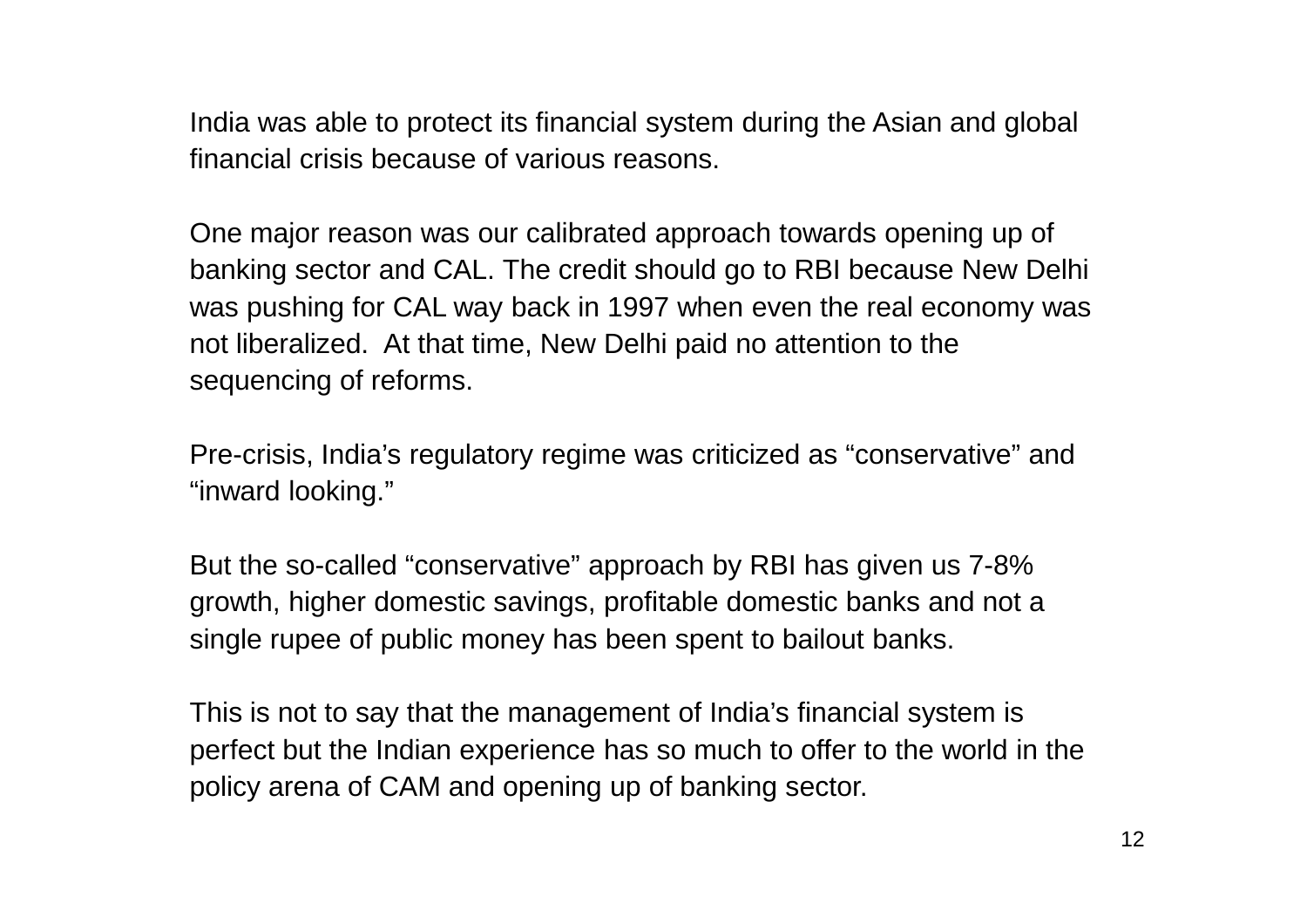India was able to protect its financial system during the Asian and global financial crisis because of various reasons.

One major reason was our calibrated approach towards opening up of banking sector and CAL. The credit should go to RBI because New Delhi was pushing for CAL way back in 1997 when even the real economy was not liberalized.  At that time, New Delhi paid no attention to the sequencing of reforms.

Pre-crisis, India's regulatory regime was criticized as "conservative" and "inward looking."

But the so-called "conservative" approach by RBI has given us 7-8% growth, higher domestic savings, profitable domestic banks and not a single rupee of public money has been spent to bailout banks.

This is not to say that the management of India's financial system is perfect but the Indian experience has so much to offer to the world in the policy arena of CAM and opening up of banking sector.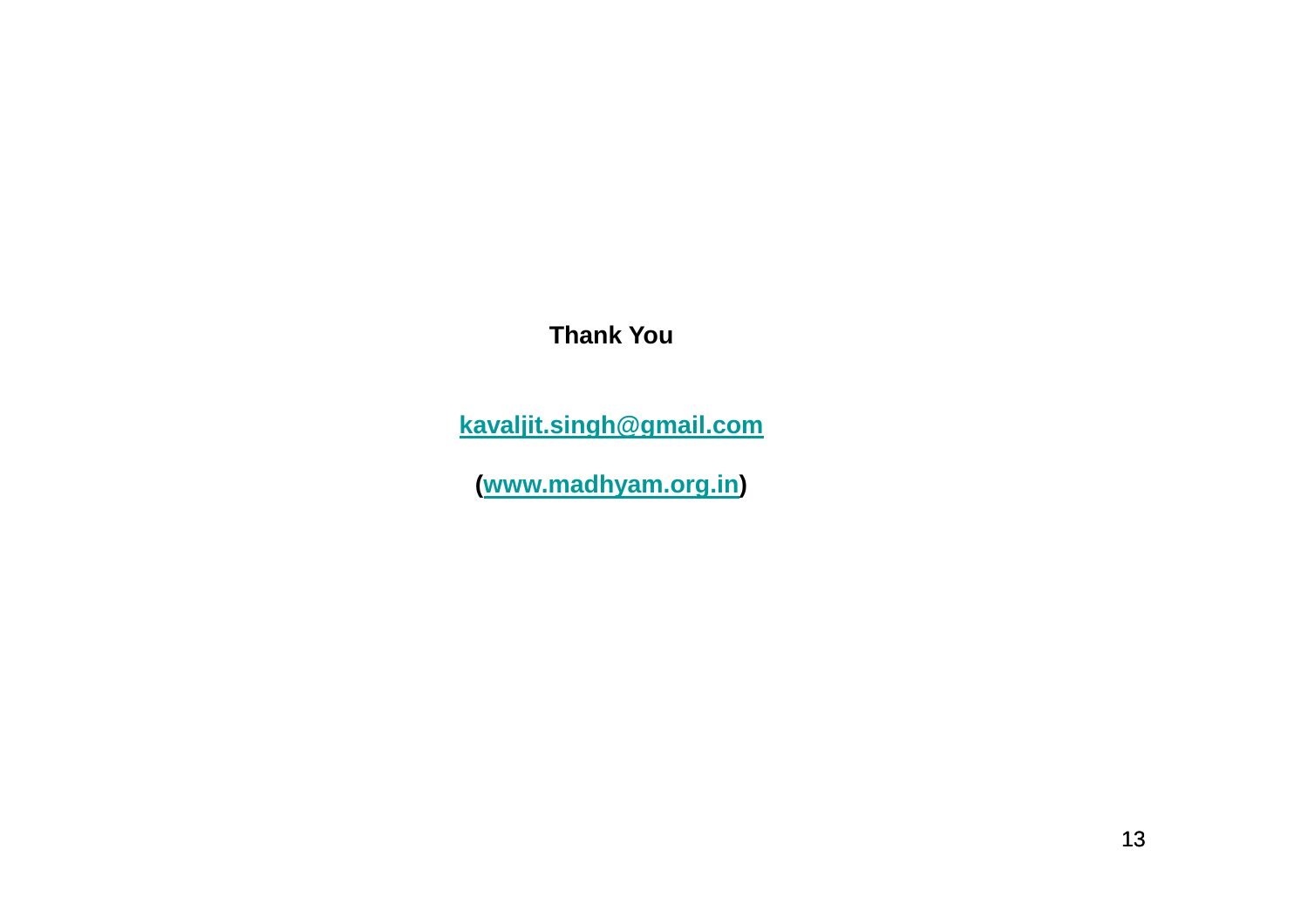**Thank You**

kavaljit.singh@gmail.com

(www.madhyam.org.in)